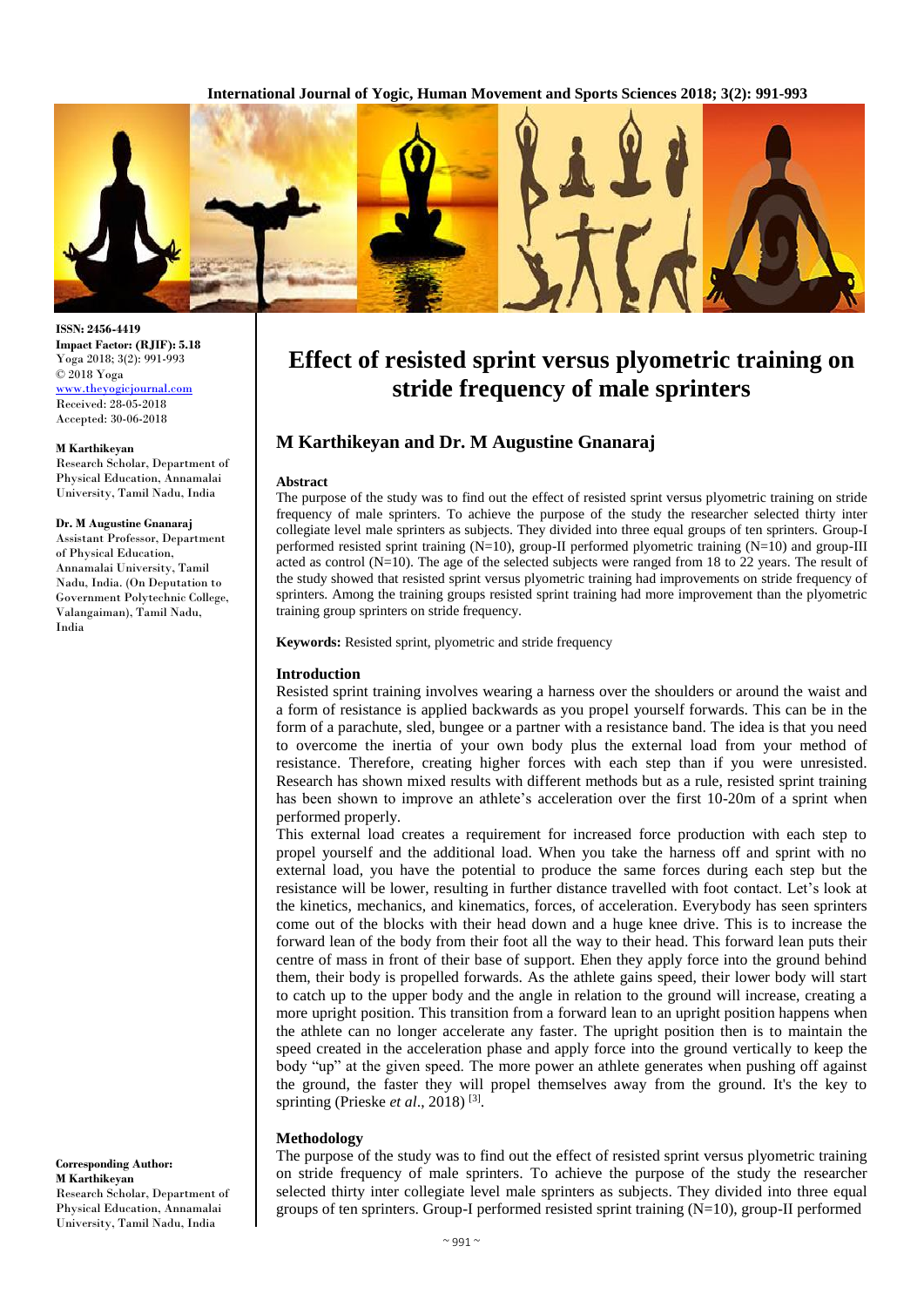# Effect of resisted sprint versus plyometric training on stride frequency of male sprinters

## M Karthikeyan and Dr. M Augustine Gnanaraj

**ISSN:** 2456-4419
**Impact Factor: (RJIF): 5.18**
Yoga 2018; 3(2): 991-993
© 2018 Yoga
www.theyogicjournal.com
Received: 28-05-2018
Accepted: 30-06-2018

**M Karthikeyan**
Research Scholar, Department of Physical Education, Annamalai University, Tamil Nadu, India

**Dr. M Augustine Gnanaraj**
Assistant Professor, Department of Physical Education, Annamalai University, Tamil Nadu, India. (On Deputation to Government Polytechnic College, Valangaiman), Tamil Nadu, India

**Corresponding Author:**
**M Karthikeyan**
Research Scholar, Department of Physical Education, Annamalai University, Tamil Nadu, India

### Abstract

The purpose of the study was to find out the effect of resisted sprint versus plyometric training on stride frequency of male sprinters. To achieve the purpose of the study the researcher selected thirty inter collegiate level male sprinters as subjects. They divided into three equal groups of ten sprinters. Group-I performed resisted sprint training (N=10), group-II performed plyometric training (N=10) and group-III acted as control (N=10). The age of the selected subjects were ranged from 18 to 22 years. The result of the study showed that resisted sprint versus plyometric training had improvements on stride frequency of sprinters. Among the training groups resisted sprint training had more improvement than the plyometric training group sprinters on stride frequency.

**Keywords:** Resisted sprint, plyometric and stride frequency

### Introduction

Resisted sprint training involves wearing a harness over the shoulders or around the waist and a form of resistance is applied backwards as you propel yourself forwards. This can be in the form of a parachute, sled, bungee or a partner with a resistance band. The idea is that you need to overcome the inertia of your own body plus the external load from your method of resistance. Therefore, creating higher forces with each step than if you were unresisted. Research has shown mixed results with different methods but as a rule, resisted sprint training has been shown to improve an athlete's acceleration over the first 10-20m of a sprint when performed properly.

This external load creates a requirement for increased force production with each step to propel yourself and the additional load. When you take the harness off and sprint with no external load, you have the potential to produce the same forces during each step but the resistance will be lower, resulting in further distance travelled with foot contact. Let's look at the kinetics, mechanics, and kinematics, forces, of acceleration. Everybody has seen sprinters come out of the blocks with their head down and a huge knee drive. This is to increase the forward lean of the body from their foot all the way to their head. This forward lean puts their centre of mass in front of their base of support. Ehen they apply force into the ground behind them, their body is propelled forwards. As the athlete gains speed, their lower body will start to catch up to the upper body and the angle in relation to the ground will increase, creating a more upright position. This transition from a forward lean to an upright position happens when the athlete can no longer accelerate any faster. The upright position then is to maintain the speed created in the acceleration phase and apply force into the ground vertically to keep the body "up" at the given speed. The more power an athlete generates when pushing off against the ground, the faster they will propel themselves away from the ground. It's the key to sprinting (Prieske *et al*., 2018) [3].

### Methodology

The purpose of the study was to find out the effect of resisted sprint versus plyometric training on stride frequency of male sprinters. To achieve the purpose of the study the researcher selected thirty inter collegiate level male sprinters as subjects. They divided into three equal groups of ten sprinters. Group-I performed resisted sprint training (N=10), group-II performed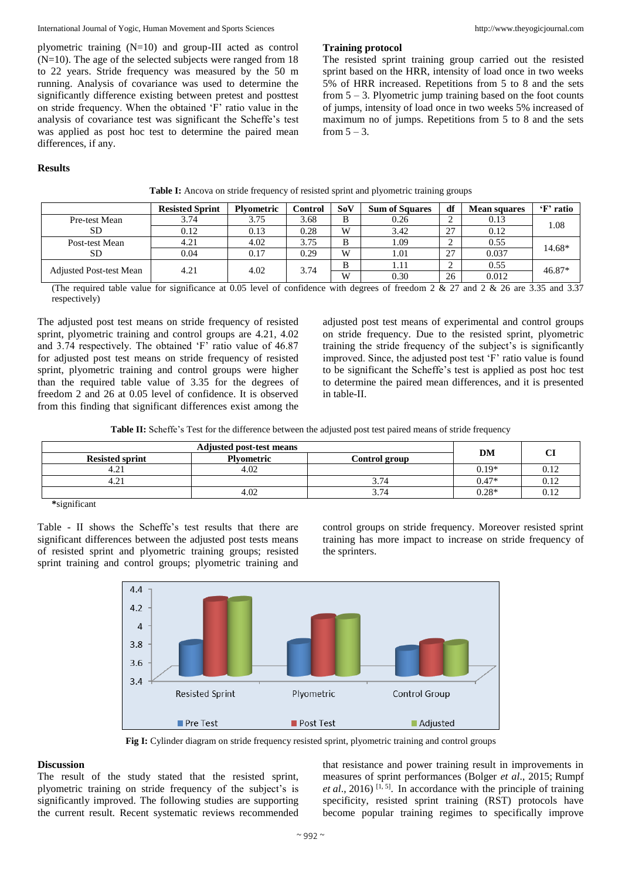plyometric training (N=10) and group-III acted as control (N=10). The age of the selected subjects were ranged from 18 to 22 years. Stride frequency was measured by the 50 m running. Analysis of covariance was used to determine the significantly difference existing between pretest and posttest on stride frequency. When the obtained 'F' ratio value in the analysis of covariance test was significant the Scheffe's test was applied as post hoc test to determine the paired mean differences, if any.

**Training protocol**

The resisted sprint training group carried out the resisted sprint based on the HRR, intensity of load once in two weeks 5% of HRR increased. Repetitions from 5 to 8 and the sets from 5 – 3. Plyometric jump training based on the foot counts of jumps, intensity of load once in two weeks 5% increased of maximum no of jumps. Repetitions from 5 to 8 and the sets from 5 – 3.

## Results

**Table I:** Ancova on stride frequency of resisted sprint and plyometric training groups

| | Resisted Sprint | Plyometric | Control | SoV | Sum of Squares | df | Mean squares | 'F' ratio |
|---|---|---|---|---|---|---|---|---|
| Pre-test Mean | 3.74 | 3.75 | 3.68 | B | 0.26 | 2 | 0.13 | 1.08 |
| SD | 0.12 | 0.13 | 0.28 | W | 3.42 | 27 | 0.12 | |
| Post-test Mean | 4.21 | 4.02 | 3.75 | B | 1.09 | 2 | 0.55 | 14.68* |
| SD | 0.04 | 0.17 | 0.29 | W | 1.01 | 27 | 0.037 | |
| Adjusted Post-test Mean | 4.21 | 4.02 | 3.74 | B | 1.11 | 2 | 0.55 | 46.87* |
| | | | | W | 0.30 | 26 | 0.012 | |

(The required table value for significance at 0.05 level of confidence with degrees of freedom 2 & 27 and 2 & 26 are 3.35 and 3.37 respectively)

The adjusted post test means on stride frequency of resisted sprint, plyometric training and control groups are 4.21, 4.02 and 3.74 respectively. The obtained 'F' ratio value of 46.87 for adjusted post test means on stride frequency of resisted sprint, plyometric training and control groups were higher than the required table value of 3.35 for the degrees of freedom 2 and 26 at 0.05 level of confidence. It is observed from this finding that significant differences exist among the adjusted post test means of experimental and control groups on stride frequency. Due to the resisted sprint, plyometric training the stride frequency of the subject's is significantly improved. Since, the adjusted post test 'F' ratio value is found to be significant the Scheffe's test is applied as post hoc test to determine the paired mean differences, and it is presented in table-II.

**Table II:** Scheffe's Test for the difference between the adjusted post test paired means of stride frequency

| Adjusted post-test means | | | DM | CI |
|---|---|---|---|---|
| Resisted sprint | Plyometric | Control group | | |
| 4.21 | 4.02 | | 0.19* | 0.12 |
| 4.21 | | 3.74 | 0.47* | 0.12 |
| | 4.02 | 3.74 | 0.28* | 0.12 |

***significant**

Table - II shows the Scheffe's test results that there are significant differences between the adjusted post tests means of resisted sprint and plyometric training groups; resisted sprint training and control groups; plyometric training and control groups on stride frequency. Moreover resisted sprint training has more impact to increase on stride frequency of the sprinters.

**Fig I:** Cylinder diagram on stride frequency resisted sprint, plyometric training and control groups

## Discussion

The result of the study stated that the resisted sprint, plyometric training on stride frequency of the subject's is significantly improved. The following studies are supporting the current result. Recent systematic reviews recommended that resistance and power training result in improvements in measures of sprint performances (Bolger *et al*., 2015; Rumpf *et al*., 2016) [1, 5]. In accordance with the principle of training specificity, resisted sprint training (RST) protocols have become popular training regimes to specifically improve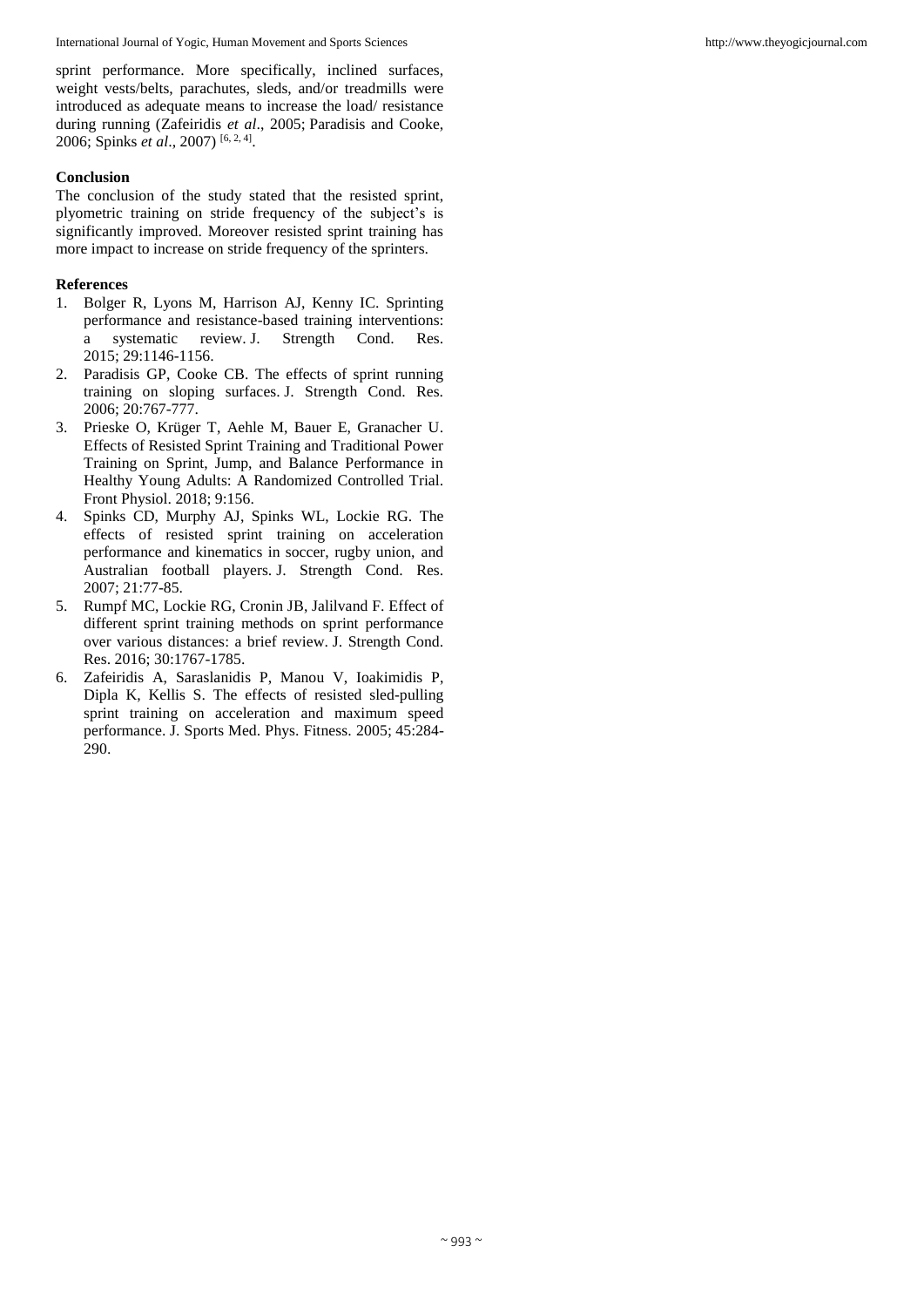sprint performance. More specifically, inclined surfaces, weight vests/belts, parachutes, sleds, and/or treadmills were introduced as adequate means to increase the load/ resistance during running (Zafeiridis *et al*., 2005; Paradisis and Cooke, 2006; Spinks *et al*., 2007) [6, 2, 4].

## Conclusion

The conclusion of the study stated that the resisted sprint, plyometric training on stride frequency of the subject's is significantly improved. Moreover resisted sprint training has more impact to increase on stride frequency of the sprinters.

## References

1. Bolger R, Lyons M, Harrison AJ, Kenny IC. Sprinting performance and resistance-based training interventions: a systematic review. J. Strength Cond. Res. 2015; 29:1146-1156.
2. Paradisis GP, Cooke CB. The effects of sprint running training on sloping surfaces. J. Strength Cond. Res. 2006; 20:767-777.
3. Prieske O, Krüger T, Aehle M, Bauer E, Granacher U. Effects of Resisted Sprint Training and Traditional Power Training on Sprint, Jump, and Balance Performance in Healthy Young Adults: A Randomized Controlled Trial. Front Physiol. 2018; 9:156.
4. Spinks CD, Murphy AJ, Spinks WL, Lockie RG. The effects of resisted sprint training on acceleration performance and kinematics in soccer, rugby union, and Australian football players. J. Strength Cond. Res. 2007; 21:77-85.
5. Rumpf MC, Lockie RG, Cronin JB, Jalilvand F. Effect of different sprint training methods on sprint performance over various distances: a brief review. J. Strength Cond. Res. 2016; 30:1767-1785.
6. Zafeiridis A, Saraslanidis P, Manou V, Ioakimidis P, Dipla K, Kellis S. The effects of resisted sled-pulling sprint training on acceleration and maximum speed performance. J. Sports Med. Phys. Fitness. 2005; 45:284-290.